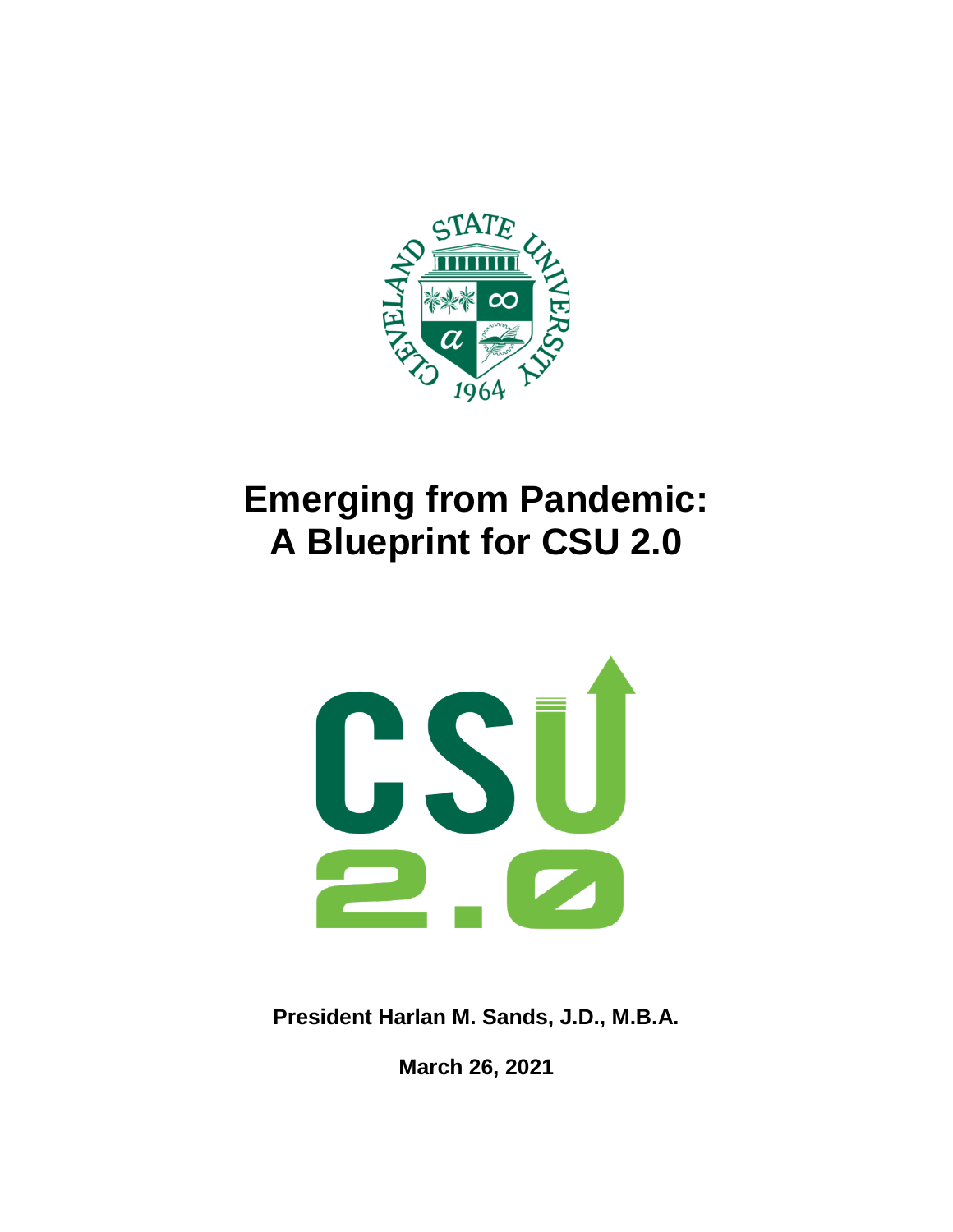# Emerging from Pandemic: A Blueprint for CSU 2.0

**President Harlan M. Sands, J.D., M.B.A.**

**March 26, 2021**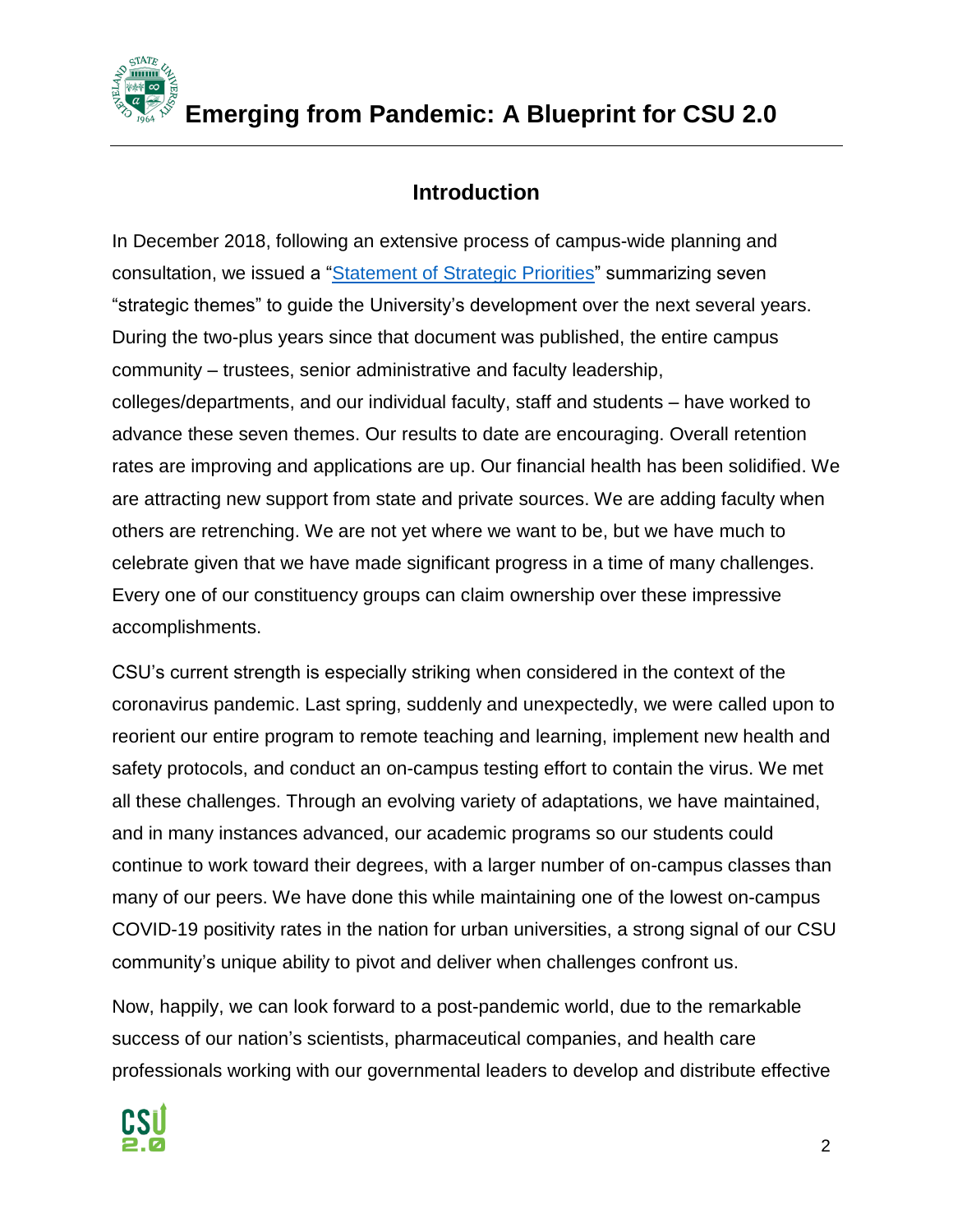## Introduction

In December 2018, following an extensive process of campus-wide planning and consultation, we issued a "[Statement of Strategic Priorities]" summarizing seven "strategic themes" to guide the University's development over the next several years. During the two-plus years since that document was published, the entire campus community – trustees, senior administrative and faculty leadership, colleges/departments, and our individual faculty, staff and students – have worked to advance these seven themes. Our results to date are encouraging. Overall retention rates are improving and applications are up. Our financial health has been solidified. We are attracting new support from state and private sources. We are adding faculty when others are retrenching. We are not yet where we want to be, but we have much to celebrate given that we have made significant progress in a time of many challenges. Every one of our constituency groups can claim ownership over these impressive accomplishments.

CSU's current strength is especially striking when considered in the context of the coronavirus pandemic. Last spring, suddenly and unexpectedly, we were called upon to reorient our entire program to remote teaching and learning, implement new health and safety protocols, and conduct an on-campus testing effort to contain the virus. We met all these challenges. Through an evolving variety of adaptations, we have maintained, and in many instances advanced, our academic programs so our students could continue to work toward their degrees, with a larger number of on-campus classes than many of our peers. We have done this while maintaining one of the lowest on-campus COVID-19 positivity rates in the nation for urban universities, a strong signal of our CSU community's unique ability to pivot and deliver when challenges confront us.

Now, happily, we can look forward to a post-pandemic world, due to the remarkable success of our nation's scientists, pharmaceutical companies, and health care professionals working with our governmental leaders to develop and distribute effective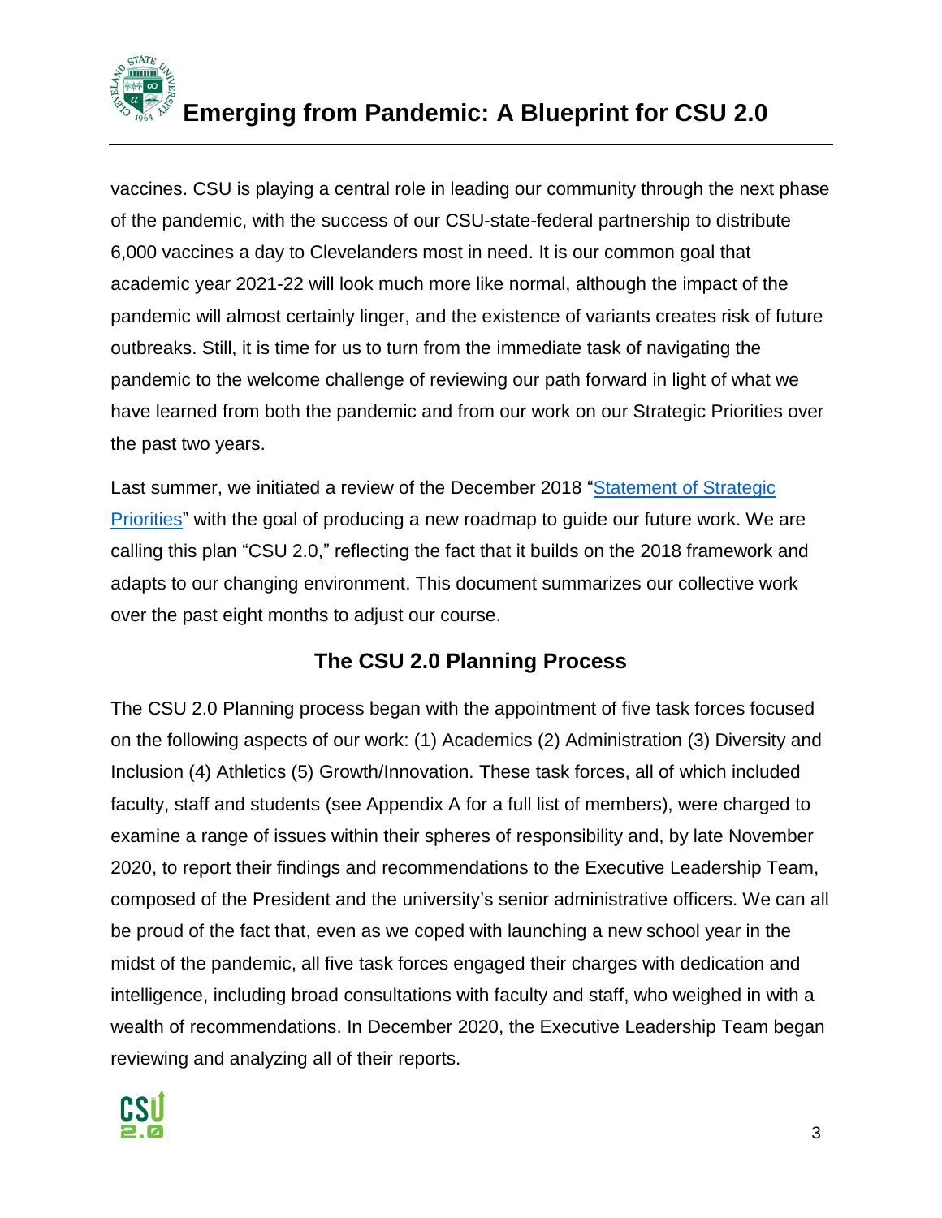vaccines. CSU is playing a central role in leading our community through the next phase of the pandemic, with the success of our CSU-state-federal partnership to distribute 6,000 vaccines a day to Clevelanders most in need. It is our common goal that academic year 2021-22 will look much more like normal, although the impact of the pandemic will almost certainly linger, and the existence of variants creates risk of future outbreaks. Still, it is time for us to turn from the immediate task of navigating the pandemic to the welcome challenge of reviewing our path forward in light of what we have learned from both the pandemic and from our work on our Strategic Priorities over the past two years.

Last summer, we initiated a review of the December 2018 "Statement of Strategic Priorities" with the goal of producing a new roadmap to guide our future work. We are calling this plan "CSU 2.0," reflecting the fact that it builds on the 2018 framework and adapts to our changing environment. This document summarizes our collective work over the past eight months to adjust our course.

## The CSU 2.0 Planning Process

The CSU 2.0 Planning process began with the appointment of five task forces focused on the following aspects of our work: (1) Academics (2) Administration (3) Diversity and Inclusion (4) Athletics (5) Growth/Innovation. These task forces, all of which included faculty, staff and students (see Appendix A for a full list of members), were charged to examine a range of issues within their spheres of responsibility and, by late November 2020, to report their findings and recommendations to the Executive Leadership Team, composed of the President and the university's senior administrative officers. We can all be proud of the fact that, even as we coped with launching a new school year in the midst of the pandemic, all five task forces engaged their charges with dedication and intelligence, including broad consultations with faculty and staff, who weighed in with a wealth of recommendations. In December 2020, the Executive Leadership Team began reviewing and analyzing all of their reports.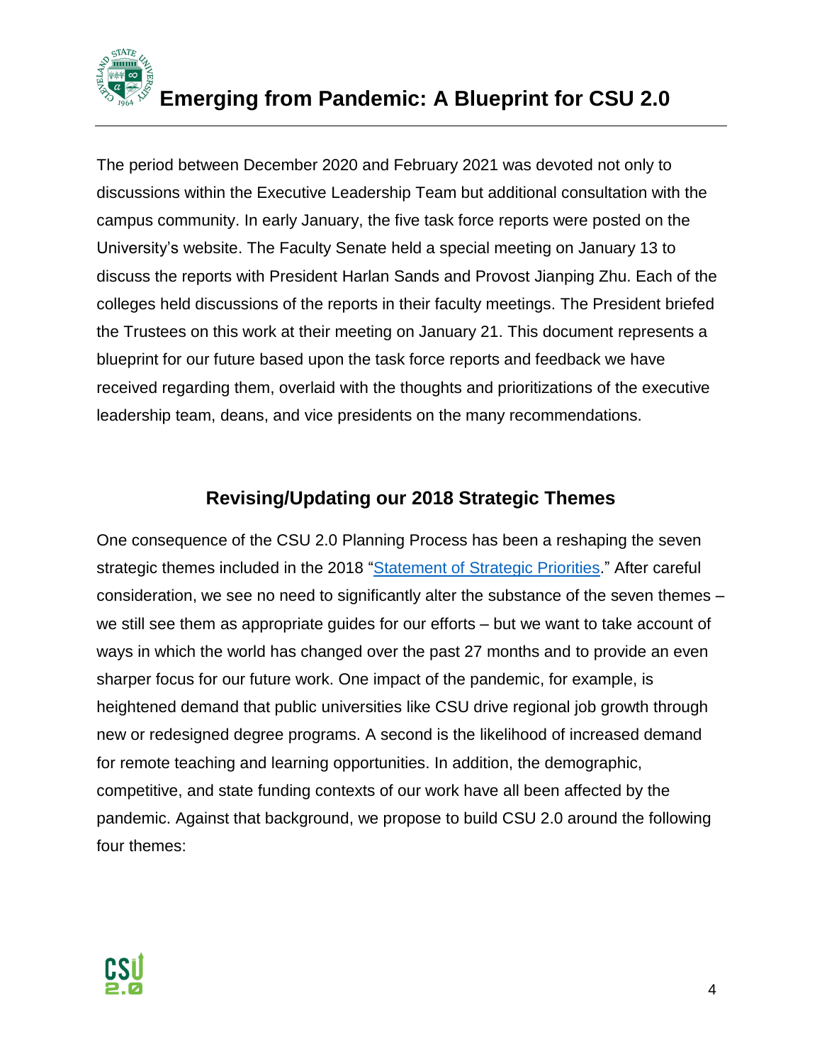The period between December 2020 and February 2021 was devoted not only to discussions within the Executive Leadership Team but additional consultation with the campus community. In early January, the five task force reports were posted on the University's website. The Faculty Senate held a special meeting on January 13 to discuss the reports with President Harlan Sands and Provost Jianping Zhu. Each of the colleges held discussions of the reports in their faculty meetings. The President briefed the Trustees on this work at their meeting on January 21. This document represents a blueprint for our future based upon the task force reports and feedback we have received regarding them, overlaid with the thoughts and prioritizations of the executive leadership team, deans, and vice presidents on the many recommendations.

## Revising/Updating our 2018 Strategic Themes

One consequence of the CSU 2.0 Planning Process has been a reshaping the seven strategic themes included in the 2018 "Statement of Strategic Priorities." After careful consideration, we see no need to significantly alter the substance of the seven themes – we still see them as appropriate guides for our efforts – but we want to take account of ways in which the world has changed over the past 27 months and to provide an even sharper focus for our future work. One impact of the pandemic, for example, is heightened demand that public universities like CSU drive regional job growth through new or redesigned degree programs. A second is the likelihood of increased demand for remote teaching and learning opportunities. In addition, the demographic, competitive, and state funding contexts of our work have all been affected by the pandemic. Against that background, we propose to build CSU 2.0 around the following four themes: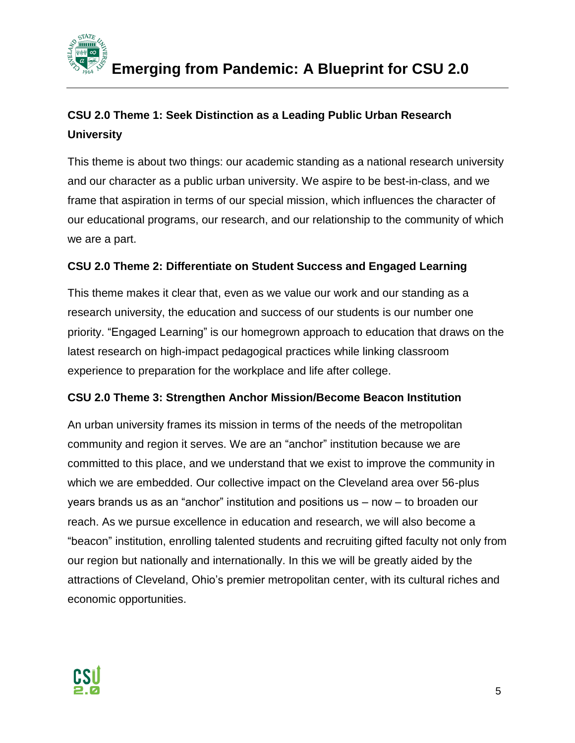### CSU 2.0 Theme 1: Seek Distinction as a Leading Public Urban Research University

This theme is about two things: our academic standing as a national research university and our character as a public urban university. We aspire to be best-in-class, and we frame that aspiration in terms of our special mission, which influences the character of our educational programs, our research, and our relationship to the community of which we are a part.

### CSU 2.0 Theme 2: Differentiate on Student Success and Engaged Learning

This theme makes it clear that, even as we value our work and our standing as a research university, the education and success of our students is our number one priority. "Engaged Learning" is our homegrown approach to education that draws on the latest research on high-impact pedagogical practices while linking classroom experience to preparation for the workplace and life after college.

### CSU 2.0 Theme 3: Strengthen Anchor Mission/Become Beacon Institution

An urban university frames its mission in terms of the needs of the metropolitan community and region it serves. We are an "anchor" institution because we are committed to this place, and we understand that we exist to improve the community in which we are embedded. Our collective impact on the Cleveland area over 56-plus years brands us as an "anchor" institution and positions us – now – to broaden our reach. As we pursue excellence in education and research, we will also become a "beacon" institution, enrolling talented students and recruiting gifted faculty not only from our region but nationally and internationally. In this we will be greatly aided by the attractions of Cleveland, Ohio's premier metropolitan center, with its cultural riches and economic opportunities.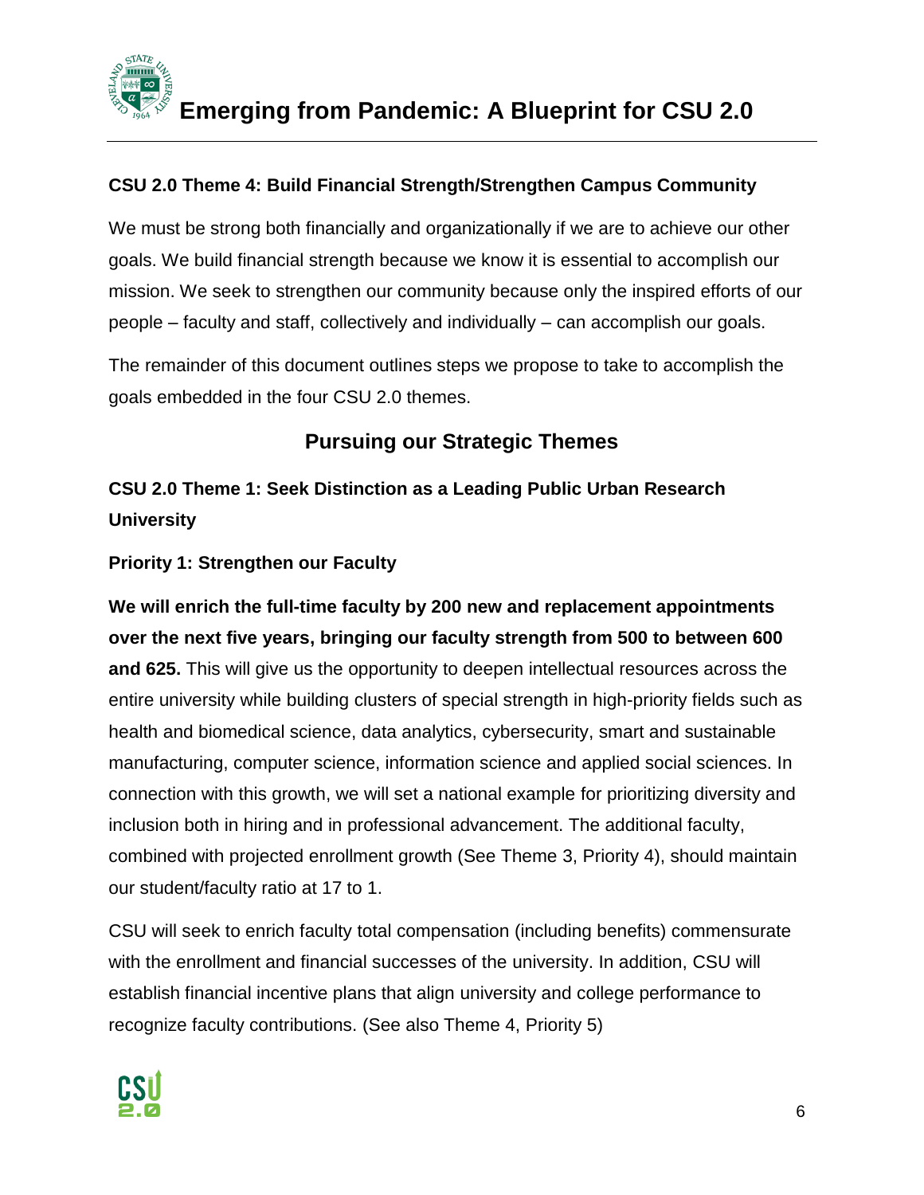### CSU 2.0 Theme 4: Build Financial Strength/Strengthen Campus Community

We must be strong both financially and organizationally if we are to achieve our other goals. We build financial strength because we know it is essential to accomplish our mission. We seek to strengthen our community because only the inspired efforts of our people – faculty and staff, collectively and individually – can accomplish our goals.

The remainder of this document outlines steps we propose to take to accomplish the goals embedded in the four CSU 2.0 themes.

## Pursuing our Strategic Themes

### CSU 2.0 Theme 1: Seek Distinction as a Leading Public Urban Research University

#### Priority 1: Strengthen our Faculty

**We will enrich the full-time faculty by 200 new and replacement appointments over the next five years, bringing our faculty strength from 500 to between 600 and 625.** This will give us the opportunity to deepen intellectual resources across the entire university while building clusters of special strength in high-priority fields such as health and biomedical science, data analytics, cybersecurity, smart and sustainable manufacturing, computer science, information science and applied social sciences. In connection with this growth, we will set a national example for prioritizing diversity and inclusion both in hiring and in professional advancement. The additional faculty, combined with projected enrollment growth (See Theme 3, Priority 4), should maintain our student/faculty ratio at 17 to 1.

CSU will seek to enrich faculty total compensation (including benefits) commensurate with the enrollment and financial successes of the university. In addition, CSU will establish financial incentive plans that align university and college performance to recognize faculty contributions. (See also Theme 4, Priority 5)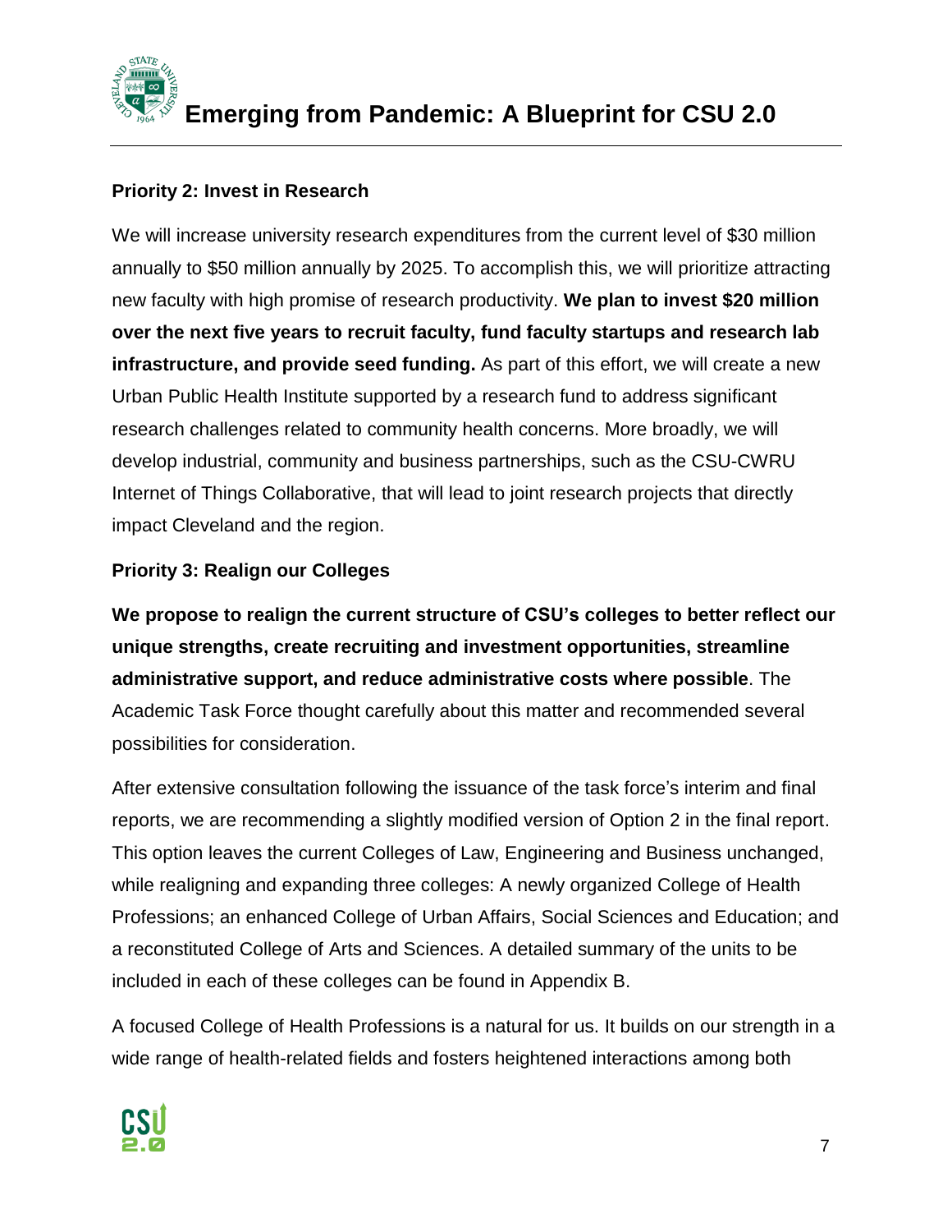**Priority 2: Invest in Research**

We will increase university research expenditures from the current level of $30 million annually to $50 million annually by 2025. To accomplish this, we will prioritize attracting new faculty with high promise of research productivity. **We plan to invest $20 million over the next five years to recruit faculty, fund faculty startups and research lab infrastructure, and provide seed funding.** As part of this effort, we will create a new Urban Public Health Institute supported by a research fund to address significant research challenges related to community health concerns. More broadly, we will develop industrial, community and business partnerships, such as the CSU-CWRU Internet of Things Collaborative, that will lead to joint research projects that directly impact Cleveland and the region.

**Priority 3: Realign our Colleges**

**We propose to realign the current structure of CSU's colleges to better reflect our unique strengths, create recruiting and investment opportunities, streamline administrative support, and reduce administrative costs where possible**. The Academic Task Force thought carefully about this matter and recommended several possibilities for consideration.

After extensive consultation following the issuance of the task force's interim and final reports, we are recommending a slightly modified version of Option 2 in the final report. This option leaves the current Colleges of Law, Engineering and Business unchanged, while realigning and expanding three colleges: A newly organized College of Health Professions; an enhanced College of Urban Affairs, Social Sciences and Education; and a reconstituted College of Arts and Sciences. A detailed summary of the units to be included in each of these colleges can be found in Appendix B.

A focused College of Health Professions is a natural for us. It builds on our strength in a wide range of health-related fields and fosters heightened interactions among both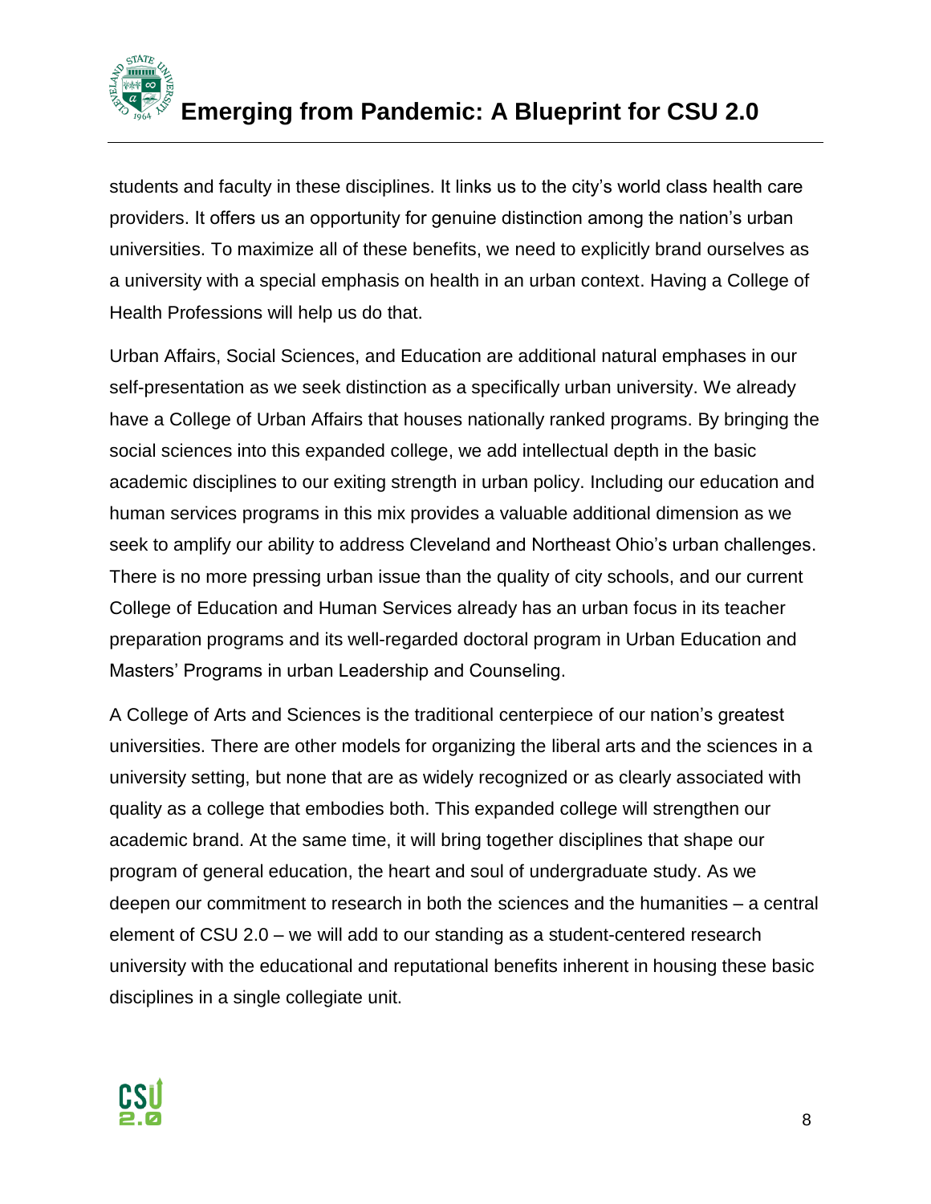students and faculty in these disciplines. It links us to the city's world class health care providers. It offers us an opportunity for genuine distinction among the nation's urban universities. To maximize all of these benefits, we need to explicitly brand ourselves as a university with a special emphasis on health in an urban context. Having a College of Health Professions will help us do that.

Urban Affairs, Social Sciences, and Education are additional natural emphases in our self-presentation as we seek distinction as a specifically urban university. We already have a College of Urban Affairs that houses nationally ranked programs. By bringing the social sciences into this expanded college, we add intellectual depth in the basic academic disciplines to our exiting strength in urban policy. Including our education and human services programs in this mix provides a valuable additional dimension as we seek to amplify our ability to address Cleveland and Northeast Ohio's urban challenges. There is no more pressing urban issue than the quality of city schools, and our current College of Education and Human Services already has an urban focus in its teacher preparation programs and its well-regarded doctoral program in Urban Education and Masters' Programs in urban Leadership and Counseling.

A College of Arts and Sciences is the traditional centerpiece of our nation's greatest universities. There are other models for organizing the liberal arts and the sciences in a university setting, but none that are as widely recognized or as clearly associated with quality as a college that embodies both. This expanded college will strengthen our academic brand. At the same time, it will bring together disciplines that shape our program of general education, the heart and soul of undergraduate study. As we deepen our commitment to research in both the sciences and the humanities – a central element of CSU 2.0 – we will add to our standing as a student-centered research university with the educational and reputational benefits inherent in housing these basic disciplines in a single collegiate unit.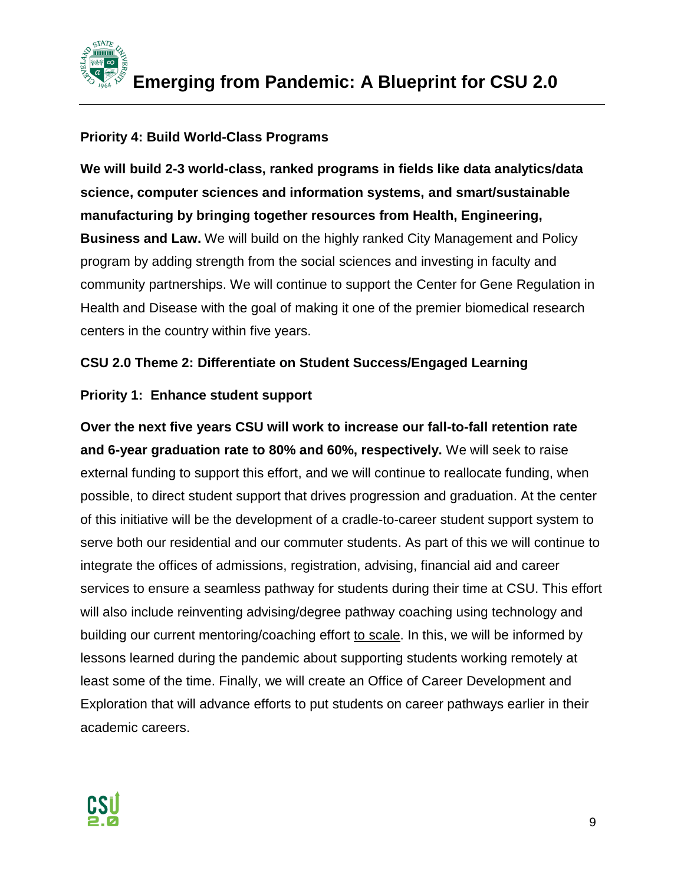**Priority 4: Build World-Class Programs**

**We will build 2-3 world-class, ranked programs in fields like data analytics/data science, computer sciences and information systems, and smart/sustainable manufacturing by bringing together resources from Health, Engineering, Business and Law.** We will build on the highly ranked City Management and Policy program by adding strength from the social sciences and investing in faculty and community partnerships. We will continue to support the Center for Gene Regulation in Health and Disease with the goal of making it one of the premier biomedical research centers in the country within five years.

**CSU 2.0 Theme 2: Differentiate on Student Success/Engaged Learning**

**Priority 1: Enhance student support**

**Over the next five years CSU will work to increase our fall-to-fall retention rate and 6-year graduation rate to 80% and 60%, respectively.** We will seek to raise external funding to support this effort, and we will continue to reallocate funding, when possible, to direct student support that drives progression and graduation. At the center of this initiative will be the development of a cradle-to-career student support system to serve both our residential and our commuter students. As part of this we will continue to integrate the offices of admissions, registration, advising, financial aid and career services to ensure a seamless pathway for students during their time at CSU. This effort will also include reinventing advising/degree pathway coaching using technology and building our current mentoring/coaching effort to scale. In this, we will be informed by lessons learned during the pandemic about supporting students working remotely at least some of the time. Finally, we will create an Office of Career Development and Exploration that will advance efforts to put students on career pathways earlier in their academic careers.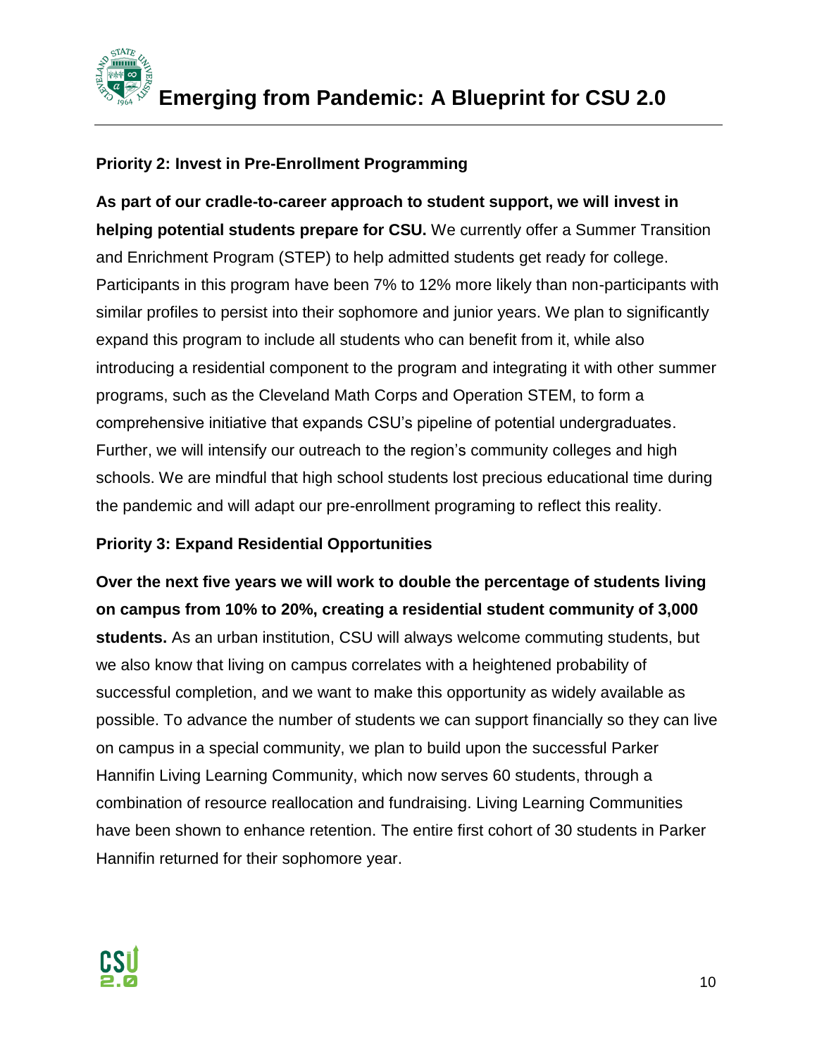### Priority 2: Invest in Pre-Enrollment Programming

**As part of our cradle-to-career approach to student support, we will invest in helping potential students prepare for CSU.** We currently offer a Summer Transition and Enrichment Program (STEP) to help admitted students get ready for college. Participants in this program have been 7% to 12% more likely than non-participants with similar profiles to persist into their sophomore and junior years. We plan to significantly expand this program to include all students who can benefit from it, while also introducing a residential component to the program and integrating it with other summer programs, such as the Cleveland Math Corps and Operation STEM, to form a comprehensive initiative that expands CSU's pipeline of potential undergraduates. Further, we will intensify our outreach to the region's community colleges and high schools. We are mindful that high school students lost precious educational time during the pandemic and will adapt our pre-enrollment programing to reflect this reality.

### Priority 3: Expand Residential Opportunities

**Over the next five years we will work to double the percentage of students living on campus from 10% to 20%, creating a residential student community of 3,000 students.** As an urban institution, CSU will always welcome commuting students, but we also know that living on campus correlates with a heightened probability of successful completion, and we want to make this opportunity as widely available as possible. To advance the number of students we can support financially so they can live on campus in a special community, we plan to build upon the successful Parker Hannifin Living Learning Community, which now serves 60 students, through a combination of resource reallocation and fundraising. Living Learning Communities have been shown to enhance retention. The entire first cohort of 30 students in Parker Hannifin returned for their sophomore year.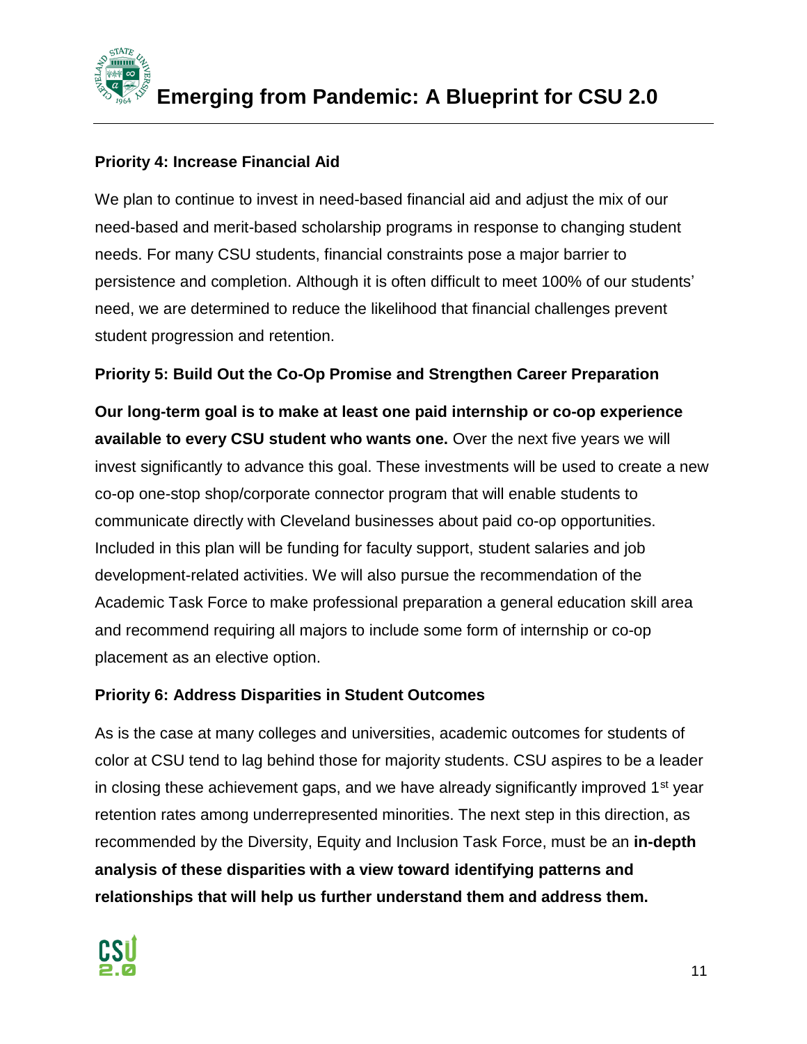### Priority 4: Increase Financial Aid

We plan to continue to invest in need-based financial aid and adjust the mix of our need-based and merit-based scholarship programs in response to changing student needs. For many CSU students, financial constraints pose a major barrier to persistence and completion. Although it is often difficult to meet 100% of our students' need, we are determined to reduce the likelihood that financial challenges prevent student progression and retention.

### Priority 5: Build Out the Co-Op Promise and Strengthen Career Preparation

**Our long-term goal is to make at least one paid internship or co-op experience available to every CSU student who wants one.** Over the next five years we will invest significantly to advance this goal. These investments will be used to create a new co-op one-stop shop/corporate connector program that will enable students to communicate directly with Cleveland businesses about paid co-op opportunities. Included in this plan will be funding for faculty support, student salaries and job development-related activities. We will also pursue the recommendation of the Academic Task Force to make professional preparation a general education skill area and recommend requiring all majors to include some form of internship or co-op placement as an elective option.

### Priority 6: Address Disparities in Student Outcomes

As is the case at many colleges and universities, academic outcomes for students of color at CSU tend to lag behind those for majority students. CSU aspires to be a leader in closing these achievement gaps, and we have already significantly improved 1st year retention rates among underrepresented minorities. The next step in this direction, as recommended by the Diversity, Equity and Inclusion Task Force, must be an **in-depth analysis of these disparities with a view toward identifying patterns and relationships that will help us further understand them and address them.**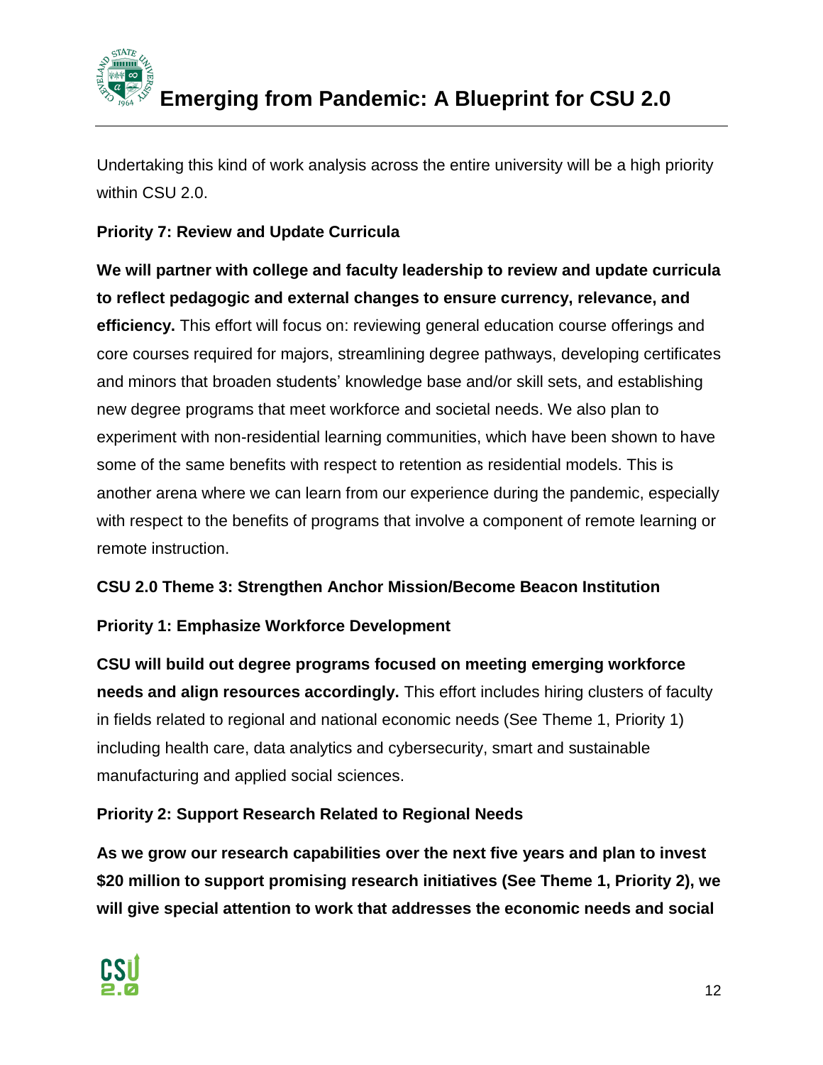Undertaking this kind of work analysis across the entire university will be a high priority within CSU 2.0.

**Priority 7: Review and Update Curricula**

**We will partner with college and faculty leadership to review and update curricula to reflect pedagogic and external changes to ensure currency, relevance, and efficiency.** This effort will focus on: reviewing general education course offerings and core courses required for majors, streamlining degree pathways, developing certificates and minors that broaden students' knowledge base and/or skill sets, and establishing new degree programs that meet workforce and societal needs. We also plan to experiment with non-residential learning communities, which have been shown to have some of the same benefits with respect to retention as residential models. This is another arena where we can learn from our experience during the pandemic, especially with respect to the benefits of programs that involve a component of remote learning or remote instruction.

**CSU 2.0 Theme 3: Strengthen Anchor Mission/Become Beacon Institution**

**Priority 1: Emphasize Workforce Development**

**CSU will build out degree programs focused on meeting emerging workforce needs and align resources accordingly.** This effort includes hiring clusters of faculty in fields related to regional and national economic needs (See Theme 1, Priority 1) including health care, data analytics and cybersecurity, smart and sustainable manufacturing and applied social sciences.

**Priority 2: Support Research Related to Regional Needs**

**As we grow our research capabilities over the next five years and plan to invest $20 million to support promising research initiatives (See Theme 1, Priority 2), we will give special attention to work that addresses the economic needs and social**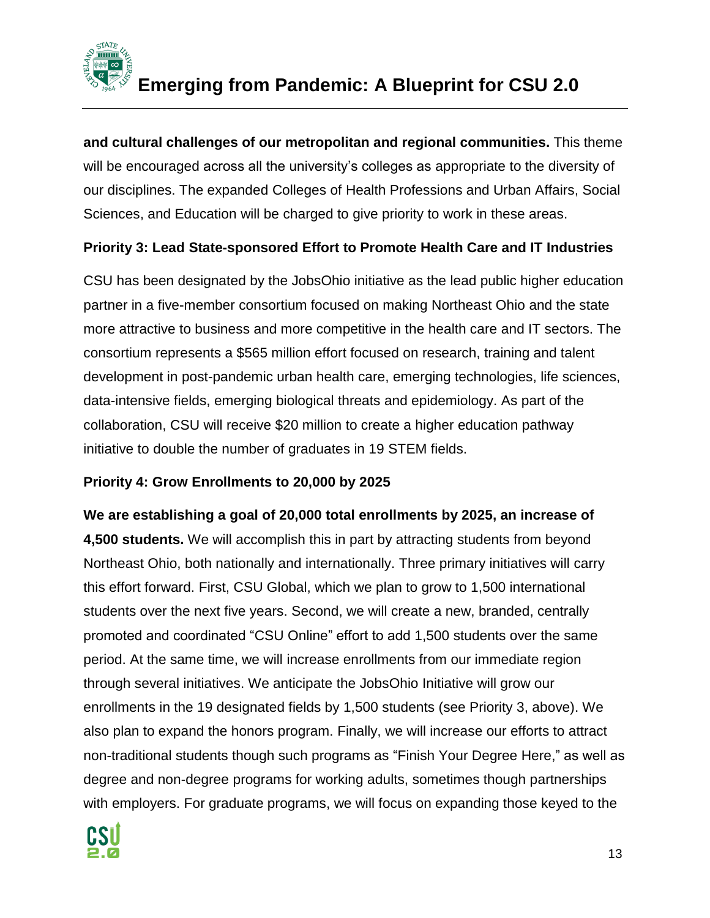**and cultural challenges of our metropolitan and regional communities.** This theme will be encouraged across all the university's colleges as appropriate to the diversity of our disciplines. The expanded Colleges of Health Professions and Urban Affairs, Social Sciences, and Education will be charged to give priority to work in these areas.

### Priority 3: Lead State-sponsored Effort to Promote Health Care and IT Industries

CSU has been designated by the JobsOhio initiative as the lead public higher education partner in a five-member consortium focused on making Northeast Ohio and the state more attractive to business and more competitive in the health care and IT sectors. The consortium represents a $565 million effort focused on research, training and talent development in post-pandemic urban health care, emerging technologies, life sciences, data-intensive fields, emerging biological threats and epidemiology. As part of the collaboration, CSU will receive $20 million to create a higher education pathway initiative to double the number of graduates in 19 STEM fields.

### Priority 4: Grow Enrollments to 20,000 by 2025

**We are establishing a goal of 20,000 total enrollments by 2025, an increase of 4,500 students.** We will accomplish this in part by attracting students from beyond Northeast Ohio, both nationally and internationally. Three primary initiatives will carry this effort forward. First, CSU Global, which we plan to grow to 1,500 international students over the next five years. Second, we will create a new, branded, centrally promoted and coordinated "CSU Online" effort to add 1,500 students over the same period. At the same time, we will increase enrollments from our immediate region through several initiatives. We anticipate the JobsOhio Initiative will grow our enrollments in the 19 designated fields by 1,500 students (see Priority 3, above). We also plan to expand the honors program. Finally, we will increase our efforts to attract non-traditional students though such programs as "Finish Your Degree Here," as well as degree and non-degree programs for working adults, sometimes though partnerships with employers. For graduate programs, we will focus on expanding those keyed to the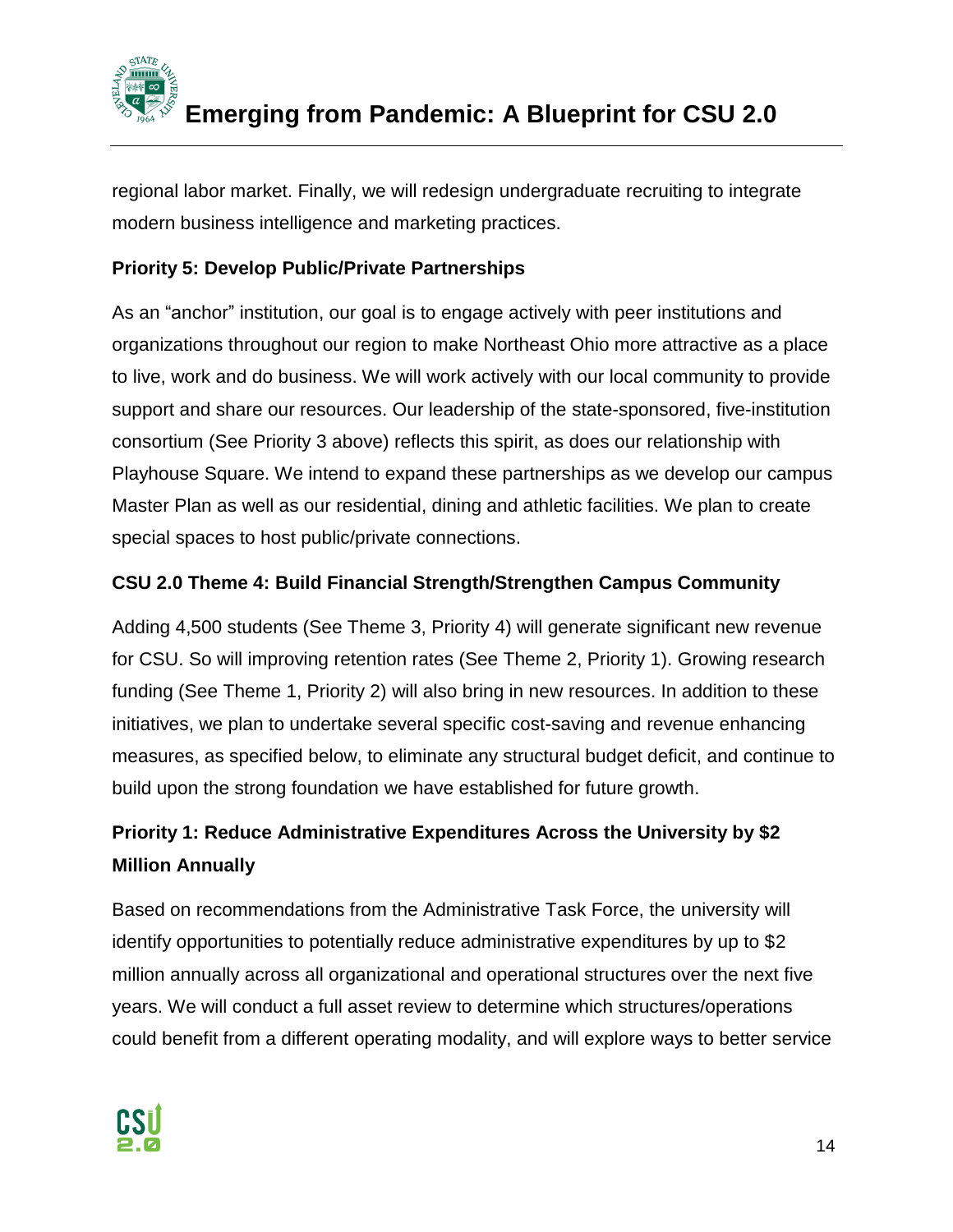regional labor market. Finally, we will redesign undergraduate recruiting to integrate modern business intelligence and marketing practices.

### Priority 5: Develop Public/Private Partnerships

As an "anchor" institution, our goal is to engage actively with peer institutions and organizations throughout our region to make Northeast Ohio more attractive as a place to live, work and do business. We will work actively with our local community to provide support and share our resources. Our leadership of the state-sponsored, five-institution consortium (See Priority 3 above) reflects this spirit, as does our relationship with Playhouse Square. We intend to expand these partnerships as we develop our campus Master Plan as well as our residential, dining and athletic facilities. We plan to create special spaces to host public/private connections.

## CSU 2.0 Theme 4: Build Financial Strength/Strengthen Campus Community

Adding 4,500 students (See Theme 3, Priority 4) will generate significant new revenue for CSU. So will improving retention rates (See Theme 2, Priority 1). Growing research funding (See Theme 1, Priority 2) will also bring in new resources. In addition to these initiatives, we plan to undertake several specific cost-saving and revenue enhancing measures, as specified below, to eliminate any structural budget deficit, and continue to build upon the strong foundation we have established for future growth.

### Priority 1: Reduce Administrative Expenditures Across the University by $2 Million Annually

Based on recommendations from the Administrative Task Force, the university will identify opportunities to potentially reduce administrative expenditures by up to $2 million annually across all organizational and operational structures over the next five years. We will conduct a full asset review to determine which structures/operations could benefit from a different operating modality, and will explore ways to better service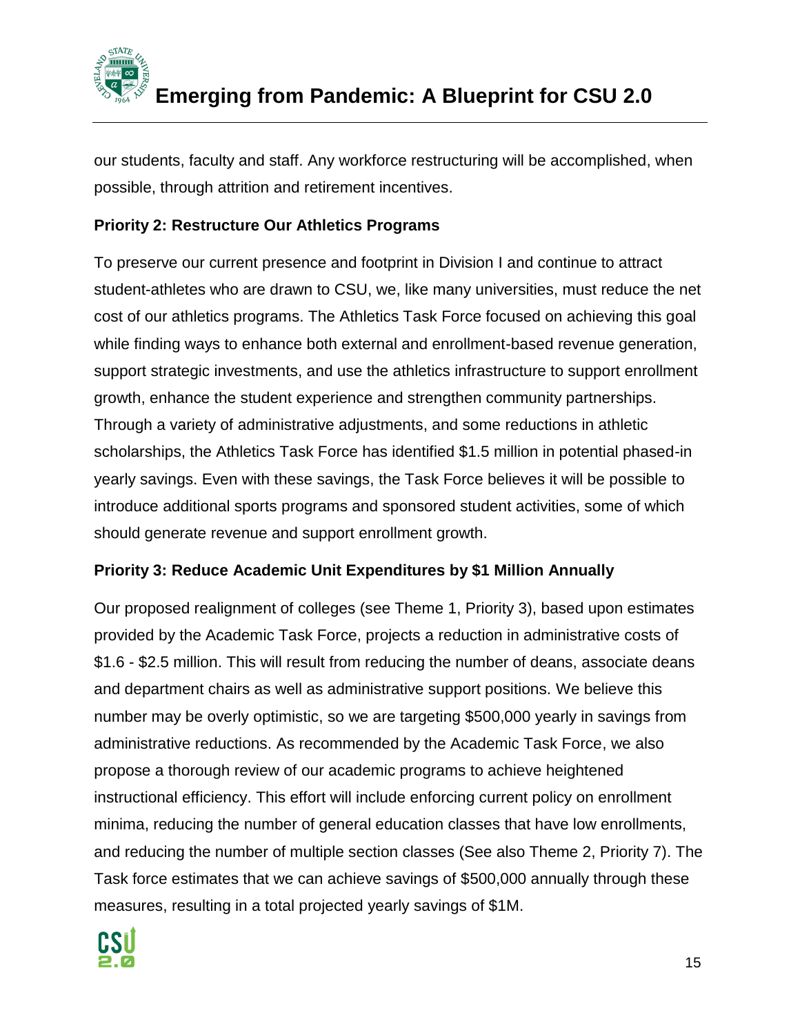our students, faculty and staff. Any workforce restructuring will be accomplished, when possible, through attrition and retirement incentives.

**Priority 2: Restructure Our Athletics Programs**

To preserve our current presence and footprint in Division I and continue to attract student-athletes who are drawn to CSU, we, like many universities, must reduce the net cost of our athletics programs. The Athletics Task Force focused on achieving this goal while finding ways to enhance both external and enrollment-based revenue generation, support strategic investments, and use the athletics infrastructure to support enrollment growth, enhance the student experience and strengthen community partnerships. Through a variety of administrative adjustments, and some reductions in athletic scholarships, the Athletics Task Force has identified $1.5 million in potential phased-in yearly savings. Even with these savings, the Task Force believes it will be possible to introduce additional sports programs and sponsored student activities, some of which should generate revenue and support enrollment growth.

**Priority 3: Reduce Academic Unit Expenditures by $1 Million Annually**

Our proposed realignment of colleges (see Theme 1, Priority 3), based upon estimates provided by the Academic Task Force, projects a reduction in administrative costs of $1.6 - $2.5 million. This will result from reducing the number of deans, associate deans and department chairs as well as administrative support positions. We believe this number may be overly optimistic, so we are targeting $500,000 yearly in savings from administrative reductions. As recommended by the Academic Task Force, we also propose a thorough review of our academic programs to achieve heightened instructional efficiency. This effort will include enforcing current policy on enrollment minima, reducing the number of general education classes that have low enrollments, and reducing the number of multiple section classes (See also Theme 2, Priority 7). The Task force estimates that we can achieve savings of $500,000 annually through these measures, resulting in a total projected yearly savings of $1M.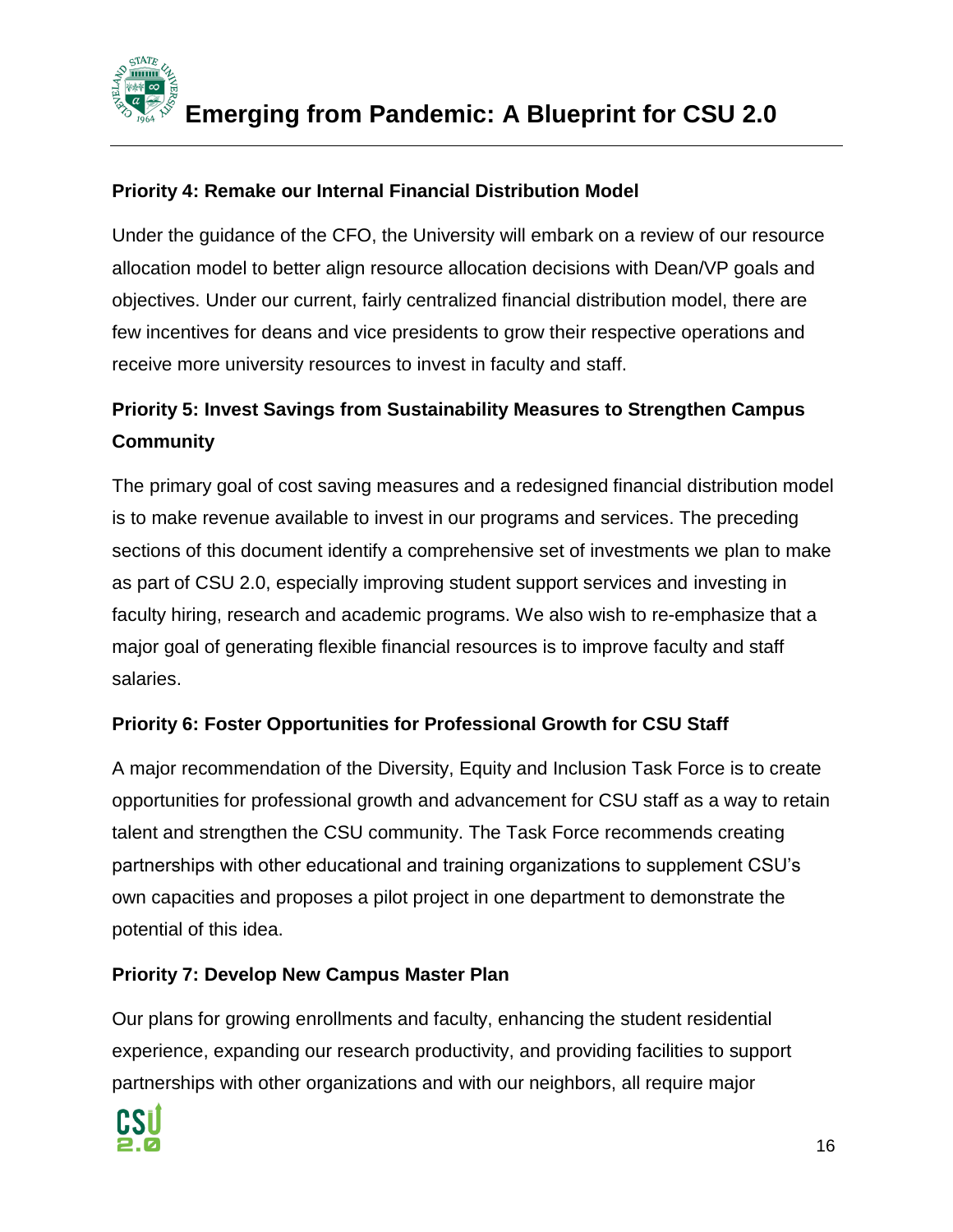**Priority 4: Remake our Internal Financial Distribution Model**

Under the guidance of the CFO, the University will embark on a review of our resource allocation model to better align resource allocation decisions with Dean/VP goals and objectives. Under our current, fairly centralized financial distribution model, there are few incentives for deans and vice presidents to grow their respective operations and receive more university resources to invest in faculty and staff.

**Priority 5: Invest Savings from Sustainability Measures to Strengthen Campus Community**

The primary goal of cost saving measures and a redesigned financial distribution model is to make revenue available to invest in our programs and services. The preceding sections of this document identify a comprehensive set of investments we plan to make as part of CSU 2.0, especially improving student support services and investing in faculty hiring, research and academic programs. We also wish to re-emphasize that a major goal of generating flexible financial resources is to improve faculty and staff salaries.

**Priority 6: Foster Opportunities for Professional Growth for CSU Staff**

A major recommendation of the Diversity, Equity and Inclusion Task Force is to create opportunities for professional growth and advancement for CSU staff as a way to retain talent and strengthen the CSU community. The Task Force recommends creating partnerships with other educational and training organizations to supplement CSU's own capacities and proposes a pilot project in one department to demonstrate the potential of this idea.

**Priority 7: Develop New Campus Master Plan**

Our plans for growing enrollments and faculty, enhancing the student residential experience, expanding our research productivity, and providing facilities to support partnerships with other organizations and with our neighbors, all require major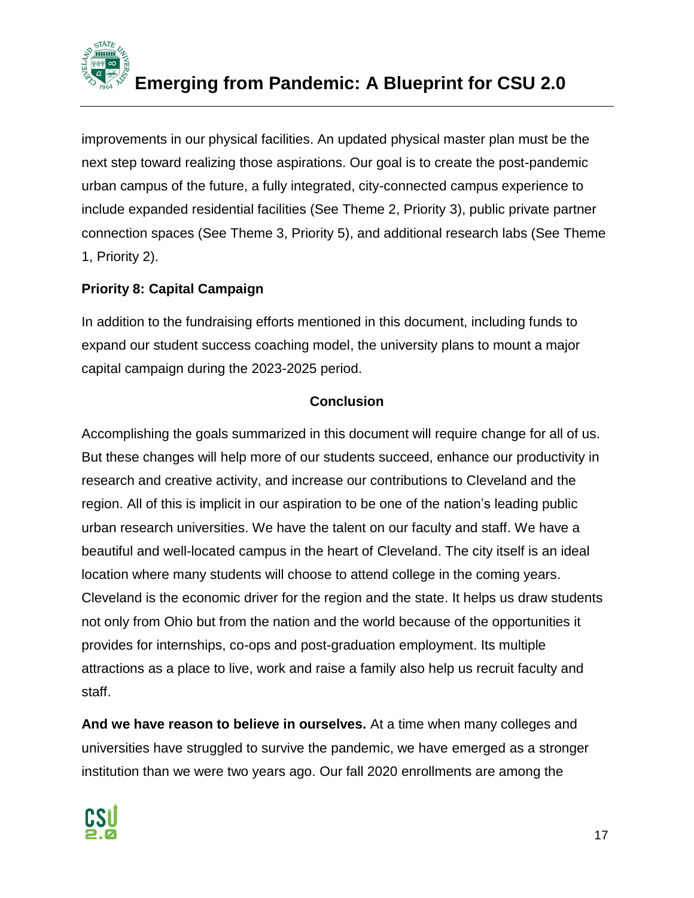improvements in our physical facilities. An updated physical master plan must be the next step toward realizing those aspirations. Our goal is to create the post-pandemic urban campus of the future, a fully integrated, city-connected campus experience to include expanded residential facilities (See Theme 2, Priority 3), public private partner connection spaces (See Theme 3, Priority 5), and additional research labs (See Theme 1, Priority 2).

**Priority 8: Capital Campaign**

In addition to the fundraising efforts mentioned in this document, including funds to expand our student success coaching model, the university plans to mount a major capital campaign during the 2023-2025 period.

## Conclusion

Accomplishing the goals summarized in this document will require change for all of us. But these changes will help more of our students succeed, enhance our productivity in research and creative activity, and increase our contributions to Cleveland and the region. All of this is implicit in our aspiration to be one of the nation's leading public urban research universities. We have the talent on our faculty and staff. We have a beautiful and well-located campus in the heart of Cleveland. The city itself is an ideal location where many students will choose to attend college in the coming years. Cleveland is the economic driver for the region and the state. It helps us draw students not only from Ohio but from the nation and the world because of the opportunities it provides for internships, co-ops and post-graduation employment. Its multiple attractions as a place to live, work and raise a family also help us recruit faculty and staff.

**And we have reason to believe in ourselves.** At a time when many colleges and universities have struggled to survive the pandemic, we have emerged as a stronger institution than we were two years ago. Our fall 2020 enrollments are among the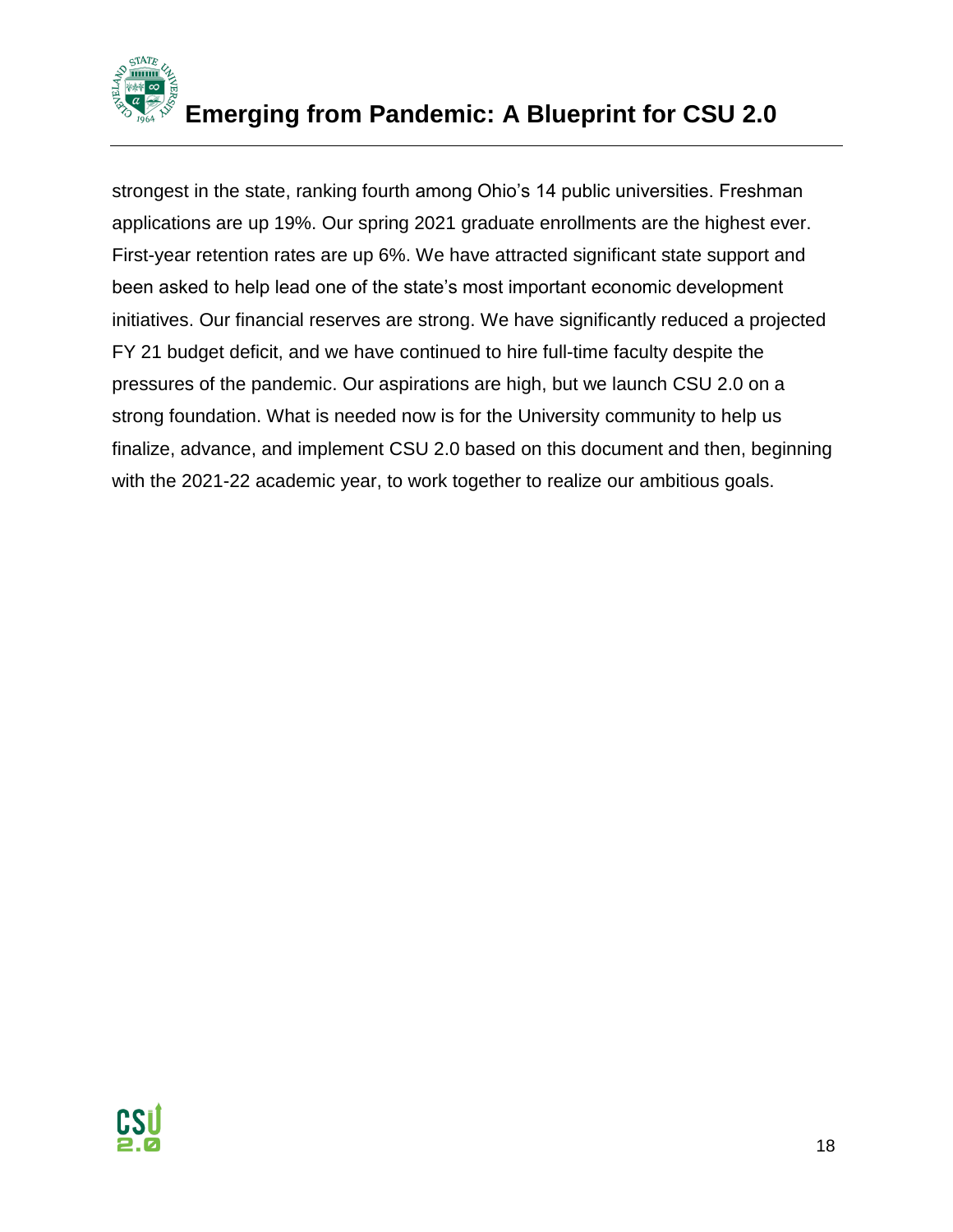strongest in the state, ranking fourth among Ohio's 14 public universities. Freshman applications are up 19%. Our spring 2021 graduate enrollments are the highest ever. First-year retention rates are up 6%. We have attracted significant state support and been asked to help lead one of the state's most important economic development initiatives. Our financial reserves are strong. We have significantly reduced a projected FY 21 budget deficit, and we have continued to hire full-time faculty despite the pressures of the pandemic. Our aspirations are high, but we launch CSU 2.0 on a strong foundation. What is needed now is for the University community to help us finalize, advance, and implement CSU 2.0 based on this document and then, beginning with the 2021-22 academic year, to work together to realize our ambitious goals.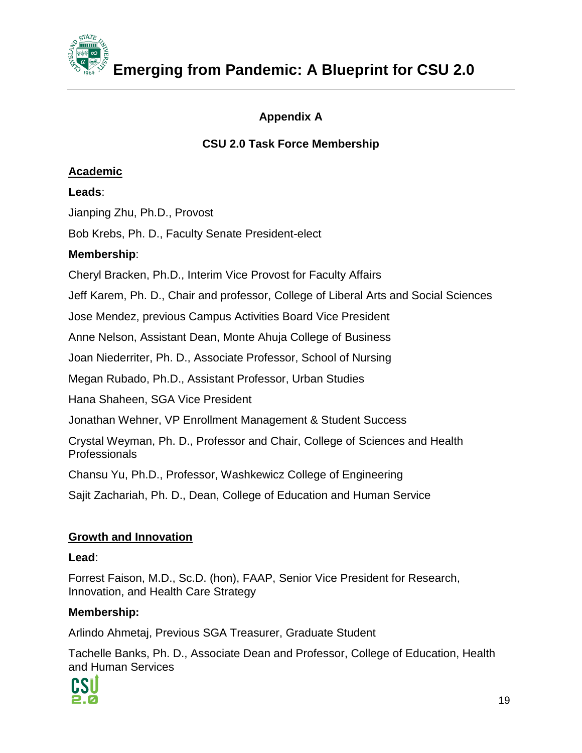## Appendix A

### CSU 2.0 Task Force Membership

**Academic**

**Leads**:

Jianping Zhu, Ph.D., Provost

Bob Krebs, Ph. D., Faculty Senate President-elect

**Membership**:

Cheryl Bracken, Ph.D., Interim Vice Provost for Faculty Affairs

Jeff Karem, Ph. D., Chair and professor, College of Liberal Arts and Social Sciences

Jose Mendez, previous Campus Activities Board Vice President

Anne Nelson, Assistant Dean, Monte Ahuja College of Business

Joan Niederriter, Ph. D., Associate Professor, School of Nursing

Megan Rubado, Ph.D., Assistant Professor, Urban Studies

Hana Shaheen, SGA Vice President

Jonathan Wehner, VP Enrollment Management & Student Success

Crystal Weyman, Ph. D., Professor and Chair, College of Sciences and Health Professionals

Chansu Yu, Ph.D., Professor, Washkewicz College of Engineering

Sajit Zachariah, Ph. D., Dean, College of Education and Human Service

**Growth and Innovation**

**Lead**:

Forrest Faison, M.D., Sc.D. (hon), FAAP, Senior Vice President for Research, Innovation, and Health Care Strategy

**Membership:**

Arlindo Ahmetaj, Previous SGA Treasurer, Graduate Student

Tachelle Banks, Ph. D., Associate Dean and Professor, College of Education, Health and Human Services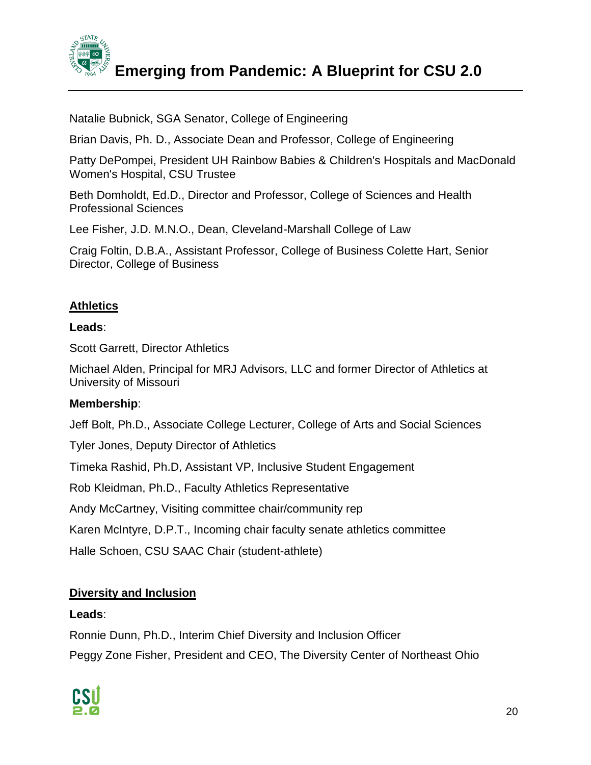Natalie Bubnick, SGA Senator, College of Engineering

Brian Davis, Ph. D., Associate Dean and Professor, College of Engineering

Patty DePompei, President UH Rainbow Babies & Children's Hospitals and MacDonald Women's Hospital, CSU Trustee

Beth Domholdt, Ed.D., Director and Professor, College of Sciences and Health Professional Sciences

Lee Fisher, J.D. M.N.O., Dean, Cleveland-Marshall College of Law

Craig Foltin, D.B.A., Assistant Professor, College of Business Colette Hart, Senior Director, College of Business

## Athletics

**Leads**:

Scott Garrett, Director Athletics

Michael Alden, Principal for MRJ Advisors, LLC and former Director of Athletics at University of Missouri

**Membership**:

Jeff Bolt, Ph.D., Associate College Lecturer, College of Arts and Social Sciences

Tyler Jones, Deputy Director of Athletics

Timeka Rashid, Ph.D, Assistant VP, Inclusive Student Engagement

Rob Kleidman, Ph.D., Faculty Athletics Representative

Andy McCartney, Visiting committee chair/community rep

Karen McIntyre, D.P.T., Incoming chair faculty senate athletics committee

Halle Schoen, CSU SAAC Chair (student-athlete)

## Diversity and Inclusion

**Leads**:

Ronnie Dunn, Ph.D., Interim Chief Diversity and Inclusion Officer

Peggy Zone Fisher, President and CEO, The Diversity Center of Northeast Ohio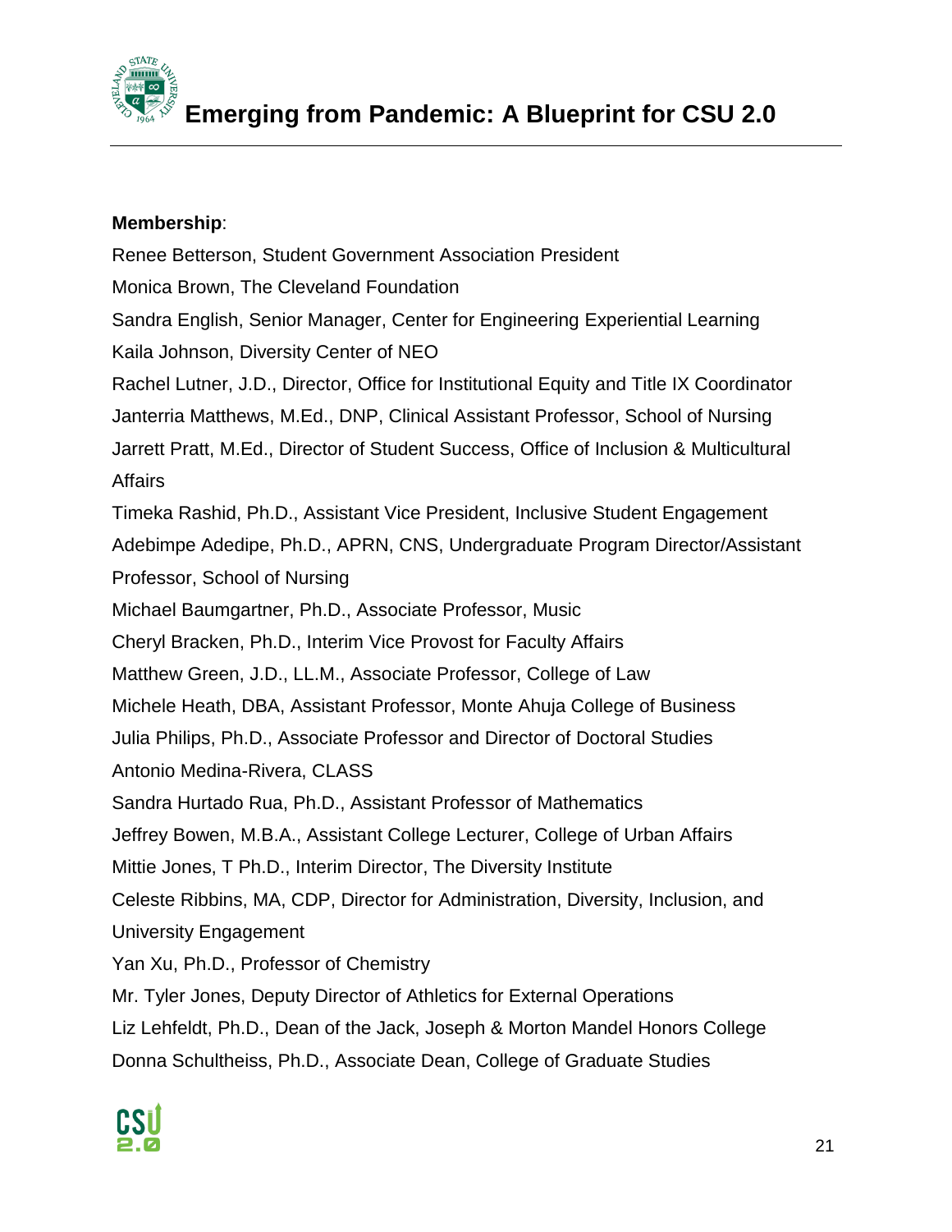**Membership**:

Renee Betterson, Student Government Association President

Monica Brown, The Cleveland Foundation

Sandra English, Senior Manager, Center for Engineering Experiential Learning

Kaila Johnson, Diversity Center of NEO

Rachel Lutner, J.D., Director, Office for Institutional Equity and Title IX Coordinator

Janterria Matthews, M.Ed., DNP, Clinical Assistant Professor, School of Nursing

Jarrett Pratt, M.Ed., Director of Student Success, Office of Inclusion & Multicultural Affairs

Timeka Rashid, Ph.D., Assistant Vice President, Inclusive Student Engagement

Adebimpe Adedipe, Ph.D., APRN, CNS, Undergraduate Program Director/Assistant Professor, School of Nursing

Michael Baumgartner, Ph.D., Associate Professor, Music

Cheryl Bracken, Ph.D., Interim Vice Provost for Faculty Affairs

Matthew Green, J.D., LL.M., Associate Professor, College of Law

Michele Heath, DBA, Assistant Professor, Monte Ahuja College of Business

Julia Philips, Ph.D., Associate Professor and Director of Doctoral Studies

Antonio Medina-Rivera, CLASS

Sandra Hurtado Rua, Ph.D., Assistant Professor of Mathematics

Jeffrey Bowen, M.B.A., Assistant College Lecturer, College of Urban Affairs

Mittie Jones, T Ph.D., Interim Director, The Diversity Institute

Celeste Ribbins, MA, CDP, Director for Administration, Diversity, Inclusion, and University Engagement

Yan Xu, Ph.D., Professor of Chemistry

Mr. Tyler Jones, Deputy Director of Athletics for External Operations

Liz Lehfeldt, Ph.D., Dean of the Jack, Joseph & Morton Mandel Honors College

Donna Schultheiss, Ph.D., Associate Dean, College of Graduate Studies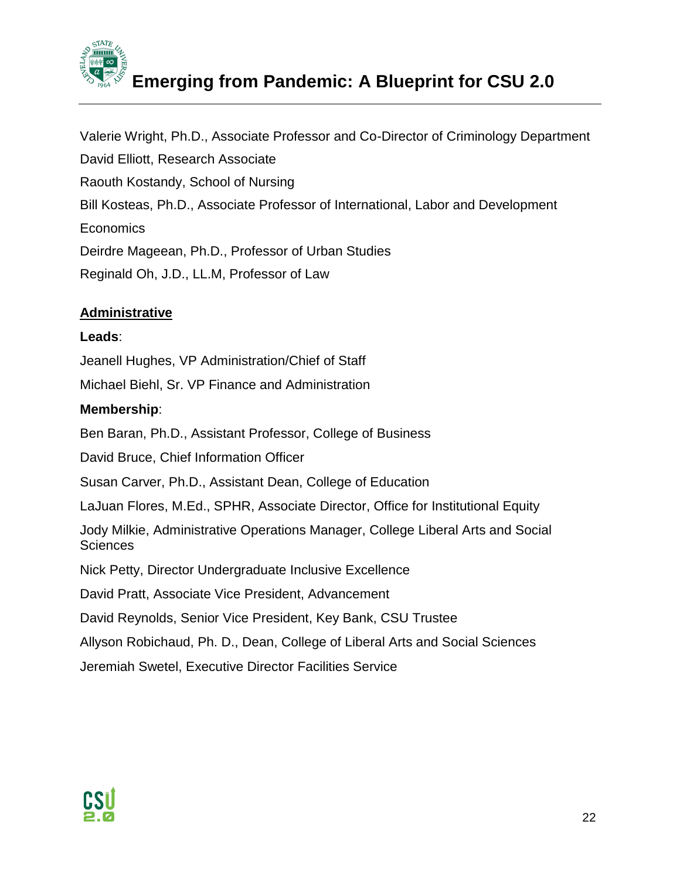Valerie Wright, Ph.D., Associate Professor and Co-Director of Criminology Department

David Elliott, Research Associate

Raouth Kostandy, School of Nursing

Bill Kosteas, Ph.D., Associate Professor of International, Labor and Development Economics

Deirdre Mageean, Ph.D., Professor of Urban Studies

Reginald Oh, J.D., LL.M, Professor of Law

**Administrative**

**Leads**:

Jeanell Hughes, VP Administration/Chief of Staff

Michael Biehl, Sr. VP Finance and Administration

**Membership**:

Ben Baran, Ph.D., Assistant Professor, College of Business

David Bruce, Chief Information Officer

Susan Carver, Ph.D., Assistant Dean, College of Education

LaJuan Flores, M.Ed., SPHR, Associate Director, Office for Institutional Equity

Jody Milkie, Administrative Operations Manager, College Liberal Arts and Social Sciences

Nick Petty, Director Undergraduate Inclusive Excellence

David Pratt, Associate Vice President, Advancement

David Reynolds, Senior Vice President, Key Bank, CSU Trustee

Allyson Robichaud, Ph. D., Dean, College of Liberal Arts and Social Sciences

Jeremiah Swetel, Executive Director Facilities Service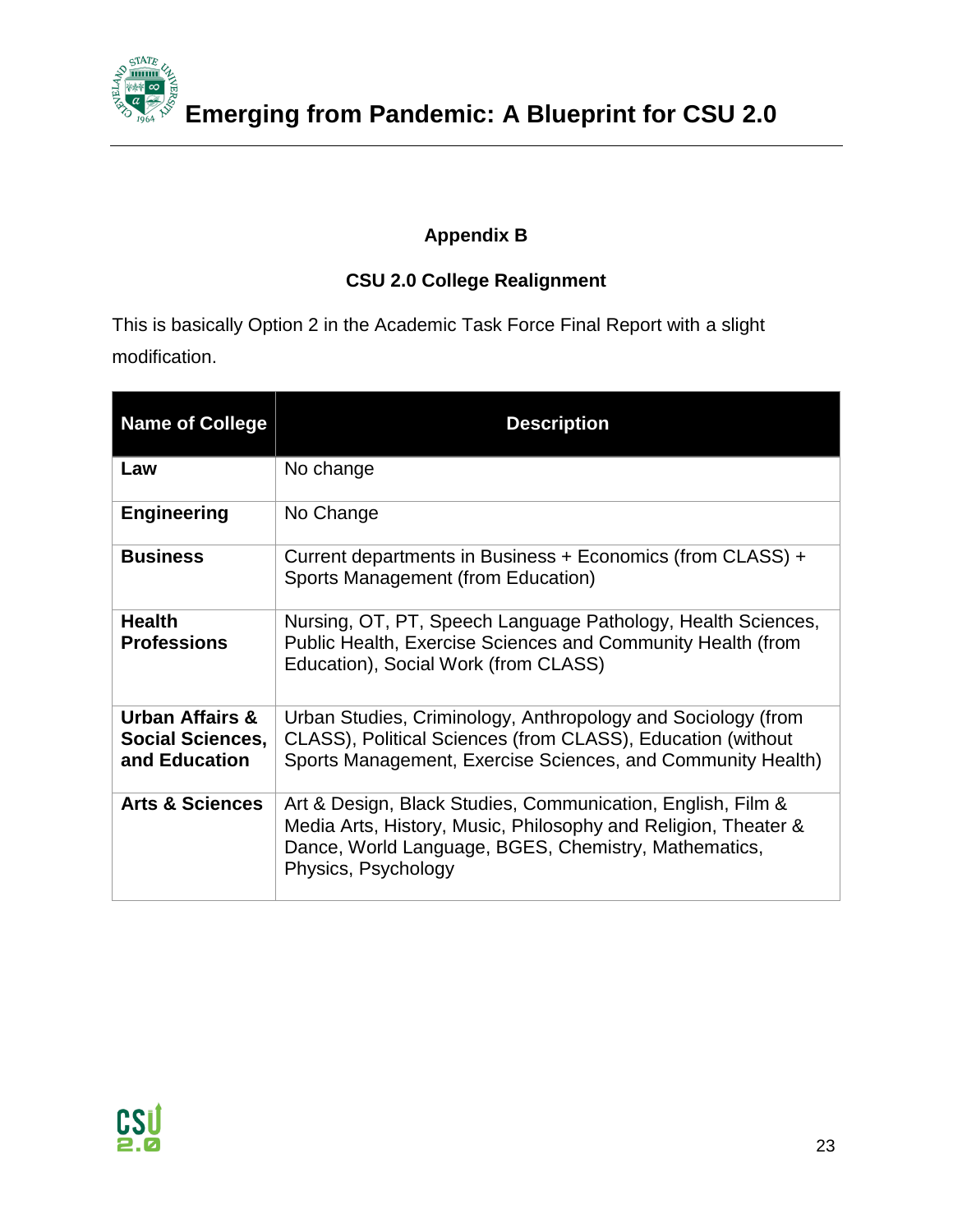## Appendix B

### CSU 2.0 College Realignment

This is basically Option 2 in the Academic Task Force Final Report with a slight modification.

| Name of College | Description |
|---|---|
| **Law** | No change |
| **Engineering** | No Change |
| **Business** | Current departments in Business + Economics (from CLASS) + Sports Management (from Education) |
| **Health Professions** | Nursing, OT, PT, Speech Language Pathology, Health Sciences, Public Health, Exercise Sciences and Community Health (from Education), Social Work (from CLASS) |
| **Urban Affairs & Social Sciences, and Education** | Urban Studies, Criminology, Anthropology and Sociology (from CLASS), Political Sciences (from CLASS), Education (without Sports Management, Exercise Sciences, and Community Health) |
| **Arts & Sciences** | Art & Design, Black Studies, Communication, English, Film & Media Arts, History, Music, Philosophy and Religion, Theater & Dance, World Language, BGES, Chemistry, Mathematics, Physics, Psychology |